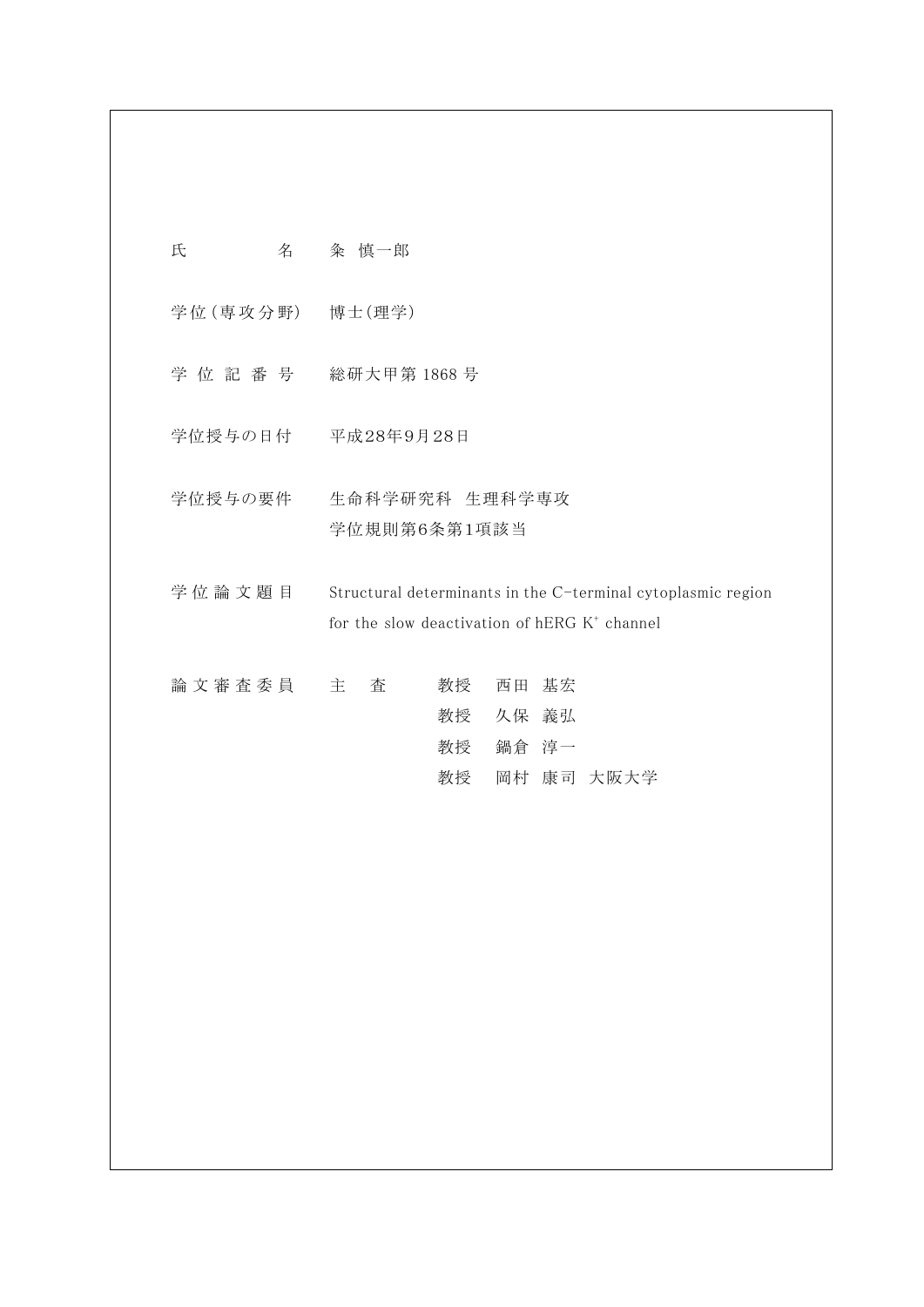| | |
|---|---|
| 氏　　　　名 | 粂 慎一郎 |
| 学位(専攻分野) | 博士(理学) |
| 学 位 記 番 号 | 総研大甲第 1868 号 |
| 学位授与の日付 | 平成28年9月28日 |
| 学位授与の要件 | 生命科学研究科　生理科学専攻<br>学位規則第6条第1項該当 |
| 学 位 論 文 題 目 | Structural determinants in the C-terminal cytoplasmic region for the slow deactivation of hERG $K^+$ channel |
| 論 文 審 査 委 員 | 主　査　　教授　西田 基宏<br>教授　久保 義弘<br>教授　鍋倉 淳一<br>教授　岡村 康司 大阪大学 |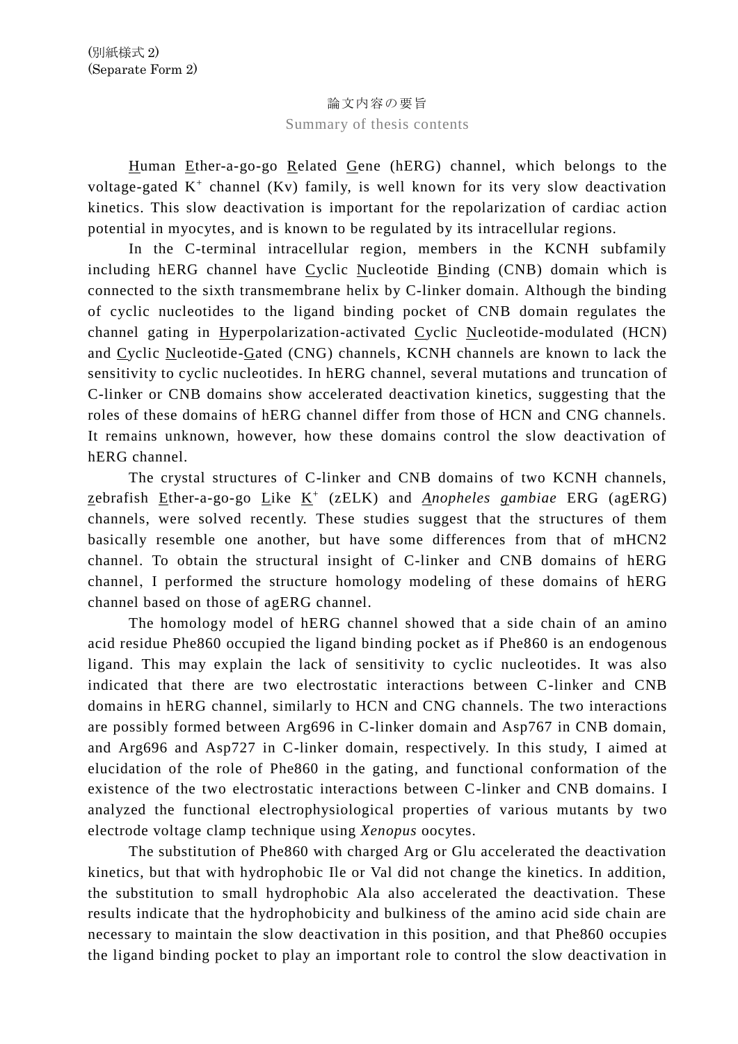(別紙様式 2)
(Separate Form 2)

# 論文内容の要旨

## Summary of thesis contents

Human Ether-a-go-go Related Gene (hERG) channel, which belongs to the voltage-gated $K^+$ channel (Kv) family, is well known for its very slow deactivation kinetics. This slow deactivation is important for the repolarization of cardiac action potential in myocytes, and is known to be regulated by its intracellular regions.

In the C-terminal intracellular region, members in the KCNH subfamily including hERG channel have Cyclic Nucleotide Binding (CNB) domain which is connected to the sixth transmembrane helix by C-linker domain. Although the binding of cyclic nucleotides to the ligand binding pocket of CNB domain regulates the channel gating in Hyperpolarization-activated Cyclic Nucleotide-modulated (HCN) and Cyclic Nucleotide-Gated (CNG) channels, KCNH channels are known to lack the sensitivity to cyclic nucleotides. In hERG channel, several mutations and truncation of C-linker or CNB domains show accelerated deactivation kinetics, suggesting that the roles of these domains of hERG channel differ from those of HCN and CNG channels. It remains unknown, however, how these domains control the slow deactivation of hERG channel.

The crystal structures of C-linker and CNB domains of two KCNH channels, zebrafish Ether-a-go-go Like $K^+$ (zELK) and *Anopheles gambiae* ERG (agERG) channels, were solved recently. These studies suggest that the structures of them basically resemble one another, but have some differences from that of mHCN2 channel. To obtain the structural insight of C-linker and CNB domains of hERG channel, I performed the structure homology modeling of these domains of hERG channel based on those of agERG channel.

The homology model of hERG channel showed that a side chain of an amino acid residue Phe860 occupied the ligand binding pocket as if Phe860 is an endogenous ligand. This may explain the lack of sensitivity to cyclic nucleotides. It was also indicated that there are two electrostatic interactions between C-linker and CNB domains in hERG channel, similarly to HCN and CNG channels. The two interactions are possibly formed between Arg696 in C-linker domain and Asp767 in CNB domain, and Arg696 and Asp727 in C-linker domain, respectively. In this study, I aimed at elucidation of the role of Phe860 in the gating, and functional conformation of the existence of the two electrostatic interactions between C-linker and CNB domains. I analyzed the functional electrophysiological properties of various mutants by two electrode voltage clamp technique using *Xenopus* oocytes.

The substitution of Phe860 with charged Arg or Glu accelerated the deactivation kinetics, but that with hydrophobic Ile or Val did not change the kinetics. In addition, the substitution to small hydrophobic Ala also accelerated the deactivation. These results indicate that the hydrophobicity and bulkiness of the amino acid side chain are necessary to maintain the slow deactivation in this position, and that Phe860 occupies the ligand binding pocket to play an important role to control the slow deactivation in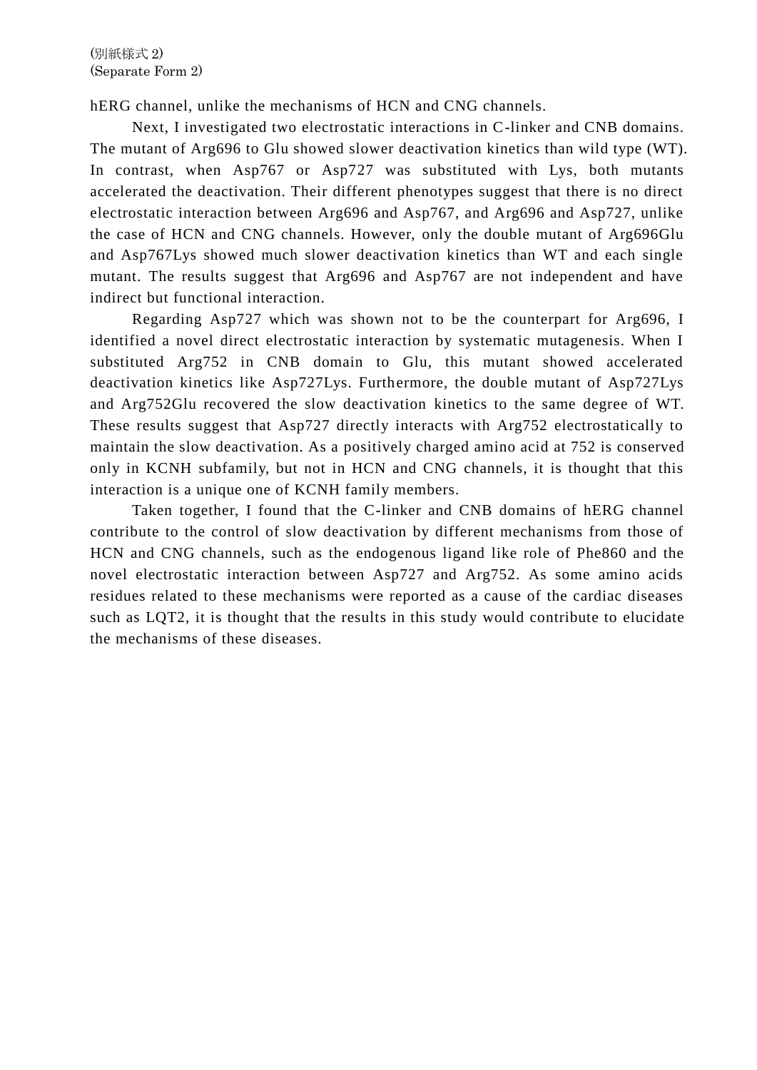hERG channel, unlike the mechanisms of HCN and CNG channels.

Next, I investigated two electrostatic interactions in C-linker and CNB domains. The mutant of Arg696 to Glu showed slower deactivation kinetics than wild type (WT). In contrast, when Asp767 or Asp727 was substituted with Lys, both mutants accelerated the deactivation. Their different phenotypes suggest that there is no direct electrostatic interaction between Arg696 and Asp767, and Arg696 and Asp727, unlike the case of HCN and CNG channels. However, only the double mutant of Arg696Glu and Asp767Lys showed much slower deactivation kinetics than WT and each single mutant. The results suggest that Arg696 and Asp767 are not independent and have indirect but functional interaction.

Regarding Asp727 which was shown not to be the counterpart for Arg696, I identified a novel direct electrostatic interaction by systematic mutagenesis. When I substituted Arg752 in CNB domain to Glu, this mutant showed accelerated deactivation kinetics like Asp727Lys. Furthermore, the double mutant of Asp727Lys and Arg752Glu recovered the slow deactivation kinetics to the same degree of WT. These results suggest that Asp727 directly interacts with Arg752 electrostatically to maintain the slow deactivation. As a positively charged amino acid at 752 is conserved only in KCNH subfamily, but not in HCN and CNG channels, it is thought that this interaction is a unique one of KCNH family members.

Taken together, I found that the C-linker and CNB domains of hERG channel contribute to the control of slow deactivation by different mechanisms from those of HCN and CNG channels, such as the endogenous ligand like role of Phe860 and the novel electrostatic interaction between Asp727 and Arg752. As some amino acids residues related to these mechanisms were reported as a cause of the cardiac diseases such as LQT2, it is thought that the results in this study would contribute to elucidate the mechanisms of these diseases.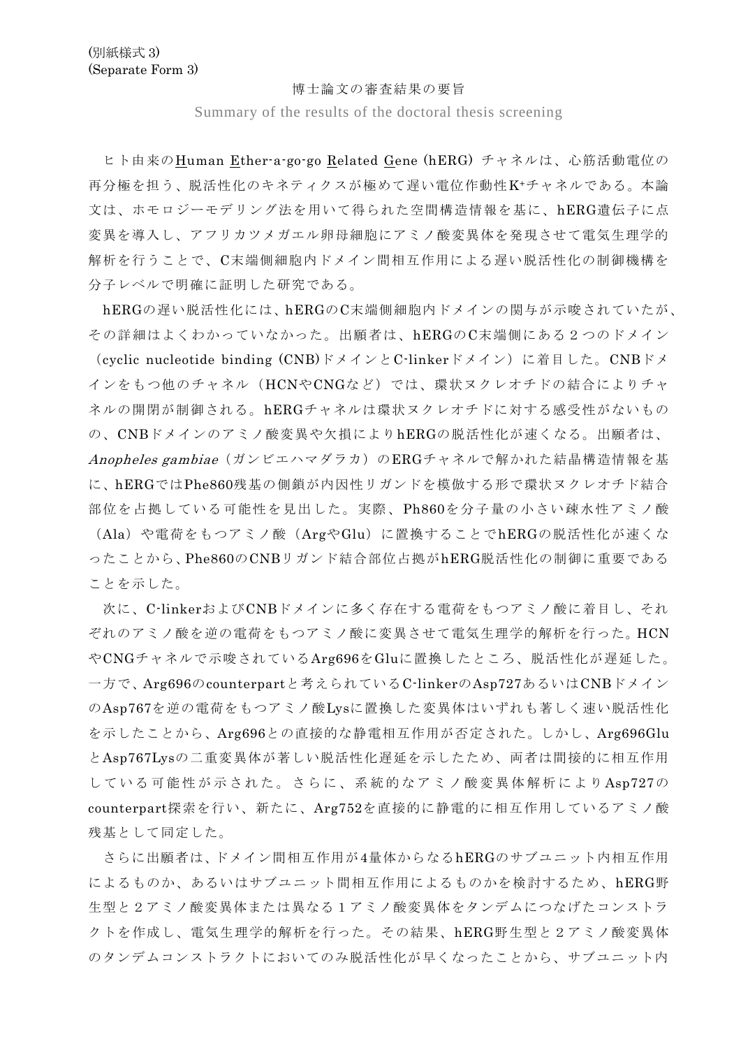(別紙様式 3)
(Separate Form 3)

博士論文の審査結果の要旨

Summary of the results of the doctoral thesis screening

ヒト由来のHuman Ether-a-go-go Related Gene (hERG) チャネルは、心筋活動電位の再分極を担う、脱活性化のキネティクスが極めて遅い電位作動性$K^+$チャネルである。本論文は、ホモロジーモデリング法を用いて得られた空間構造情報を基に、hERG遺伝子に点変異を導入し、アフリカツメガエル卵母細胞にアミノ酸変異体を発現させて電気生理学的解析を行うことで、C末端側細胞内ドメイン間相互作用による遅い脱活性化の制御機構を分子レベルで明確に証明した研究である。

hERGの遅い脱活性化には、hERGのC末端側細胞内ドメインの関与が示唆されていたが、その詳細はよくわかっていなかった。出願者は、hERGのC末端側にある２つのドメイン（cyclic nucleotide binding (CNB)ドメインとC-linkerドメイン）に着目した。CNBドメインをもつ他のチャネル（HCNやCNGなど）では、環状ヌクレオチドの結合によりチャネルの開閉が制御される。hERGチャネルは環状ヌクレオチドに対する感受性がないものの、CNBドメインのアミノ酸変異や欠損によりhERGの脱活性化が速くなる。出願者は、*Anopheles gambiae*（ガンビエハマダラカ）のERGチャネルで解かれた結晶構造情報を基に、hERGではPhe860残基の側鎖が内因性リガンドを模倣する形で環状ヌクレオチド結合部位を占拠している可能性を見出した。実際、Ph860を分子量の小さい疎水性アミノ酸（Ala）や電荷をもつアミノ酸（ArgやGlu）に置換することでhERGの脱活性化が速くなったことから、Phe860のCNBリガンド結合部位占拠がhERG脱活性化の制御に重要であることを示した。

次に、C-linkerおよびCNBドメインに多く存在する電荷をもつアミノ酸に着目し、それぞれのアミノ酸を逆の電荷をもつアミノ酸に変異させて電気生理学的解析を行った。HCNやCNGチャネルで示唆されているArg696をGluに置換したところ、脱活性化が遅延した。一方で、Arg696のcounterpartと考えられているC-linkerのAsp727あるいはCNBドメインのAsp767を逆の電荷をもつアミノ酸Lysに置換した変異体はいずれも著しく速い脱活性化を示したことから、Arg696との直接的な静電相互作用が否定された。しかし、Arg696GluとAsp767Lysの二重変異体が著しい脱活性化遅延を示したため、両者は間接的に相互作用している可能性が示された。さらに、系統的なアミノ酸変異体解析によりAsp727のcounterpart探索を行い、新たに、Arg752を直接的に静電的に相互作用しているアミノ酸残基として同定した。

さらに出願者は、ドメイン間相互作用が4量体からなるhERGのサブユニット内相互作用によるものか、あるいはサブユニット間相互作用によるものかを検討するため、hERG野生型と２アミノ酸変異体または異なる１アミノ酸変異体をタンデムにつなげたコンストラクトを作成し、電気生理学的解析を行った。その結果、hERG野生型と２アミノ酸変異体のタンデムコンストラクトにおいてのみ脱活性化が早くなったことから、サブユニット内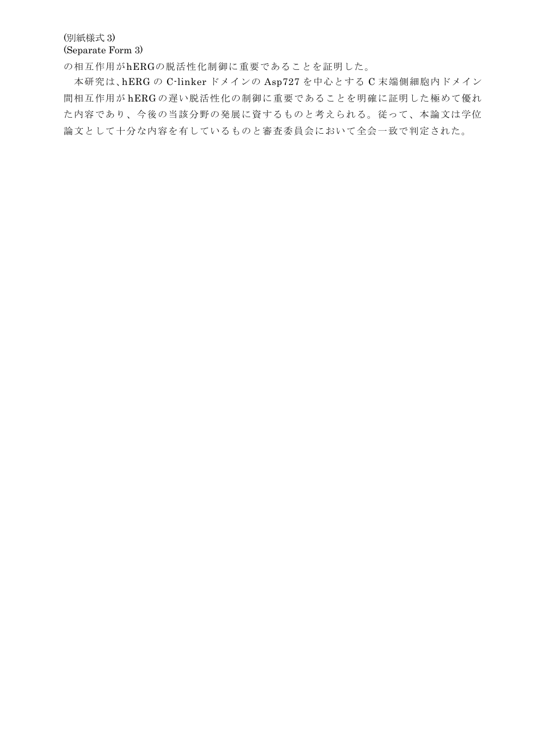(別紙様式 3)
(Separate Form 3)

の相互作用がhERGの脱活性化制御に重要であることを証明した。

本研究は、hERG の C-linker ドメインの Asp727 を中心とする C 末端側細胞内ドメイン間相互作用が hERG の遅い脱活性化の制御に重要であることを明確に証明した極めて優れた内容であり、今後の当該分野の発展に資するものと考えられる。従って、本論文は学位論文として十分な内容を有しているものと審査委員会において全会一致で判定された。